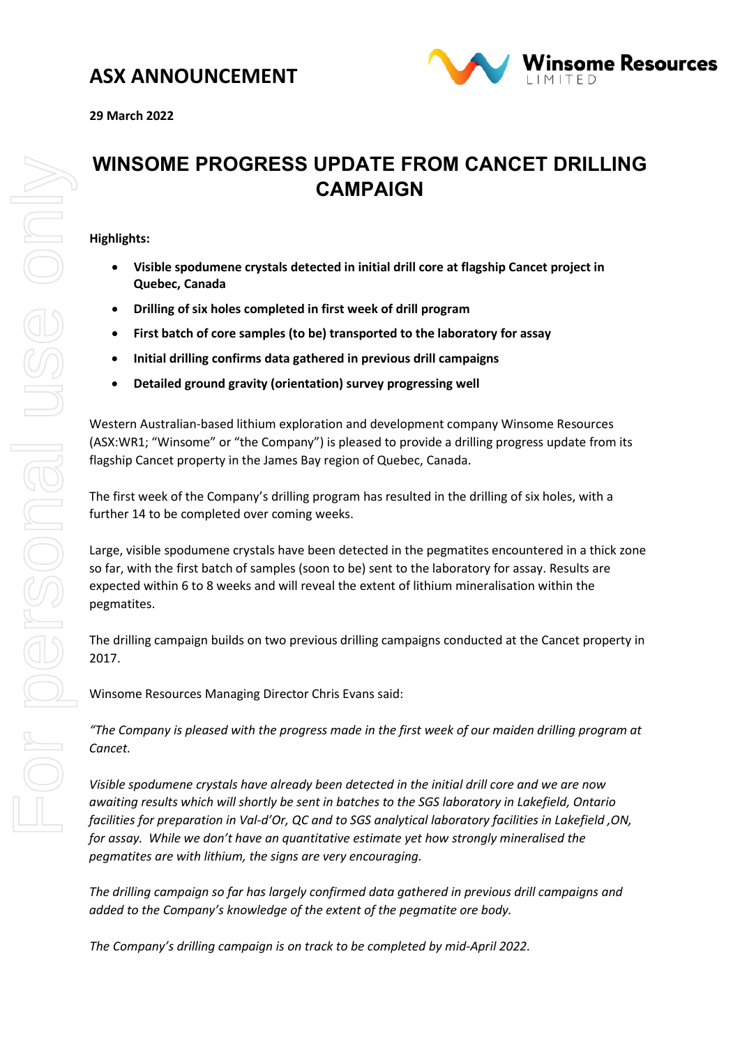# ASX ANNOUNCEMENT

**29 March 2022**

## WINSOME PROGRESS UPDATE FROM CANCET DRILLING CAMPAIGN

**Highlights:**

- **Visible spodumene crystals detected in initial drill core at flagship Cancet project in Quebec, Canada**
- **Drilling of six holes completed in first week of drill program**
- **First batch of core samples (to be) transported to the laboratory for assay**
- **Initial drilling confirms data gathered in previous drill campaigns**
- **Detailed ground gravity (orientation) survey progressing well**

Western Australian-based lithium exploration and development company Winsome Resources (ASX:WR1; "Winsome" or "the Company") is pleased to provide a drilling progress update from its flagship Cancet property in the James Bay region of Quebec, Canada.

The first week of the Company's drilling program has resulted in the drilling of six holes, with a further 14 to be completed over coming weeks.

Large, visible spodumene crystals have been detected in the pegmatites encountered in a thick zone so far, with the first batch of samples (soon to be) sent to the laboratory for assay. Results are expected within 6 to 8 weeks and will reveal the extent of lithium mineralisation within the pegmatites.

The drilling campaign builds on two previous drilling campaigns conducted at the Cancet property in 2017.

Winsome Resources Managing Director Chris Evans said:

*"The Company is pleased with the progress made in the first week of our maiden drilling program at Cancet.*

*Visible spodumene crystals have already been detected in the initial drill core and we are now awaiting results which will shortly be sent in batches to the SGS laboratory in Lakefield, Ontario facilities for preparation in Val-d'Or, QC and to SGS analytical laboratory facilities in Lakefield ,ON, for assay. While we don't have an quantitative estimate yet how strongly mineralised the pegmatites are with lithium, the signs are very encouraging.*

*The drilling campaign so far has largely confirmed data gathered in previous drill campaigns and added to the Company's knowledge of the extent of the pegmatite ore body.*

*The Company's drilling campaign is on track to be completed by mid-April 2022.*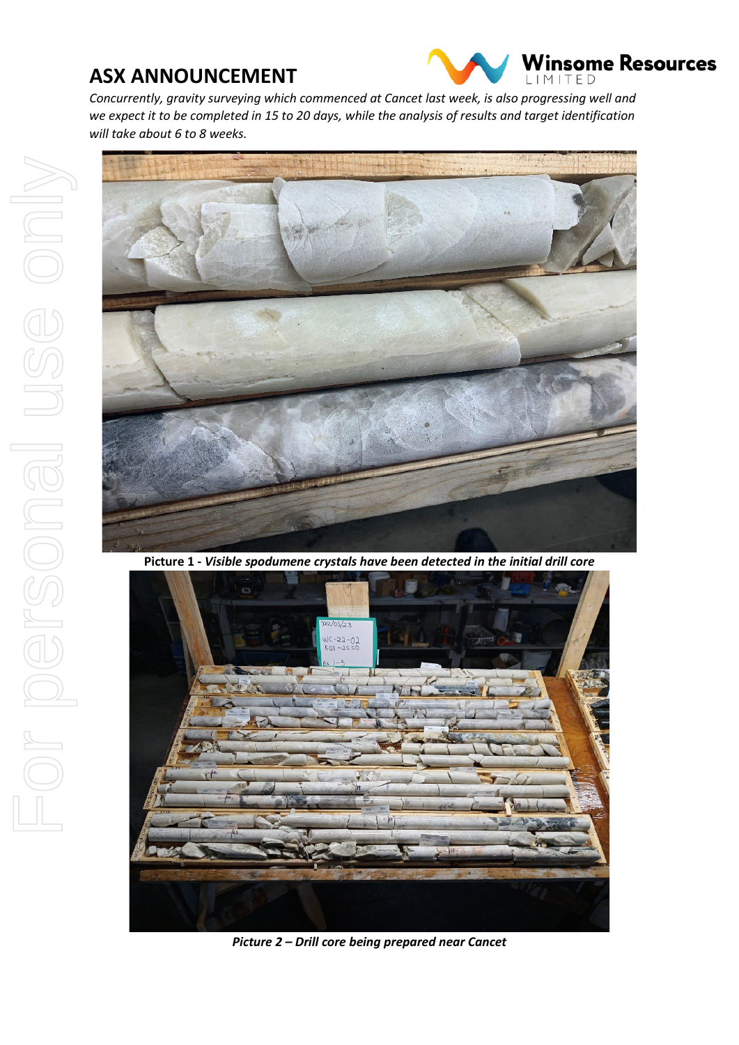*Concurrently, gravity surveying which commenced at Cancet last week, is also progressing well and we expect it to be completed in 15 to 20 days, while the analysis of results and target identification will take about 6 to 8 weeks.*

**Picture 1 -** ***Visible spodumene crystals have been detected in the initial drill core***

***Picture 2 – Drill core being prepared near Cancet***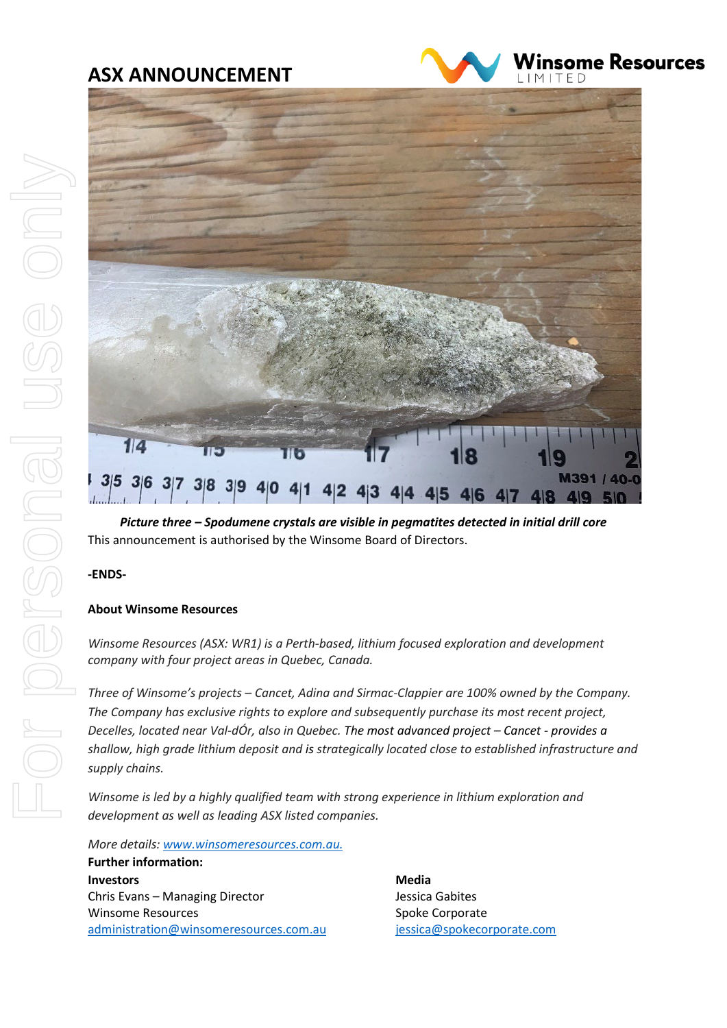*Picture three – Spodumene crystals are visible in pegmatites detected in initial drill core*

This announcement is authorised by the Winsome Board of Directors.

**-ENDS-**

**About Winsome Resources**

*Winsome Resources (ASX: WR1) is a Perth-based, lithium focused exploration and development company with four project areas in Quebec, Canada.*

*Three of Winsome's projects – Cancet, Adina and Sirmac-Clappier are 100% owned by the Company. The Company has exclusive rights to explore and subsequently purchase its most recent project, Decelles, located near Val-dÓr, also in Quebec. The most advanced project – Cancet - provides a shallow, high grade lithium deposit and is strategically located close to established infrastructure and supply chains.*

*Winsome is led by a highly qualified team with strong experience in lithium exploration and development as well as leading ASX listed companies.*

*More details: www.winsomeresources.com.au.*

**Further information:**

**Investors**
Chris Evans – Managing Director
Winsome Resources
administration@winsomeresources.com.au

**Media**
Jessica Gabites
Spoke Corporate
jessica@spokecorporate.com